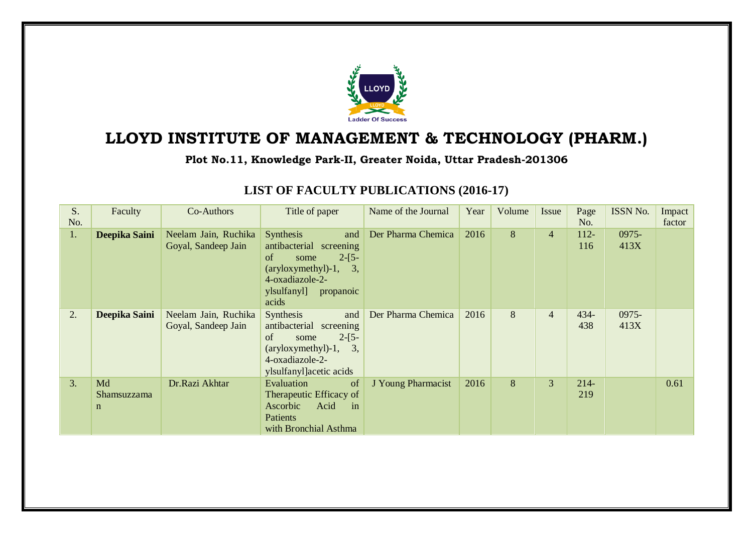# LLOYD INSTITUTE OF MANAGEMENT & TECHNOLOGY (PHARM.)

**Plot No.11, Knowledge Park-II, Greater Noida, Uttar Pradesh-201306**

## LIST OF FACULTY PUBLICATIONS (2016-17)

| S. No. | Faculty | Co-Authors | Title of paper | Name of the Journal | Year | Volume | Issue | Page No. | ISSN No. | Impact factor |
|---|---|---|---|---|---|---|---|---|---|---|
| 1. | **Deepika Saini** | Neelam Jain, Ruchika Goyal, Sandeep Jain | Synthesis and antibacterial screening of some 2-[5-(aryloxymethyl)-1, 3, 4-oxadiazole-2-ylsulfanyl] propanoic acids | Der Pharma Chemica | 2016 | 8 | 4 | 112-116 | 0975-413X | |
| 2. | **Deepika Saini** | Neelam Jain, Ruchika Goyal, Sandeep Jain | Synthesis and antibacterial screening of some 2-[5-(aryloxymethyl)-1, 3, 4-oxadiazole-2-ylsulfanyl]acetic acids | Der Pharma Chemica | 2016 | 8 | 4 | 434-438 | 0975-413X | |
| 3. | Md Shamsuzzaman | Dr.Razi Akhtar | Evaluation of Therapeutic Efficacy of Ascorbic Acid in Patients with Bronchial Asthma | J Young Pharmacist | 2016 | 8 | 3 | 214-219 | | 0.61 |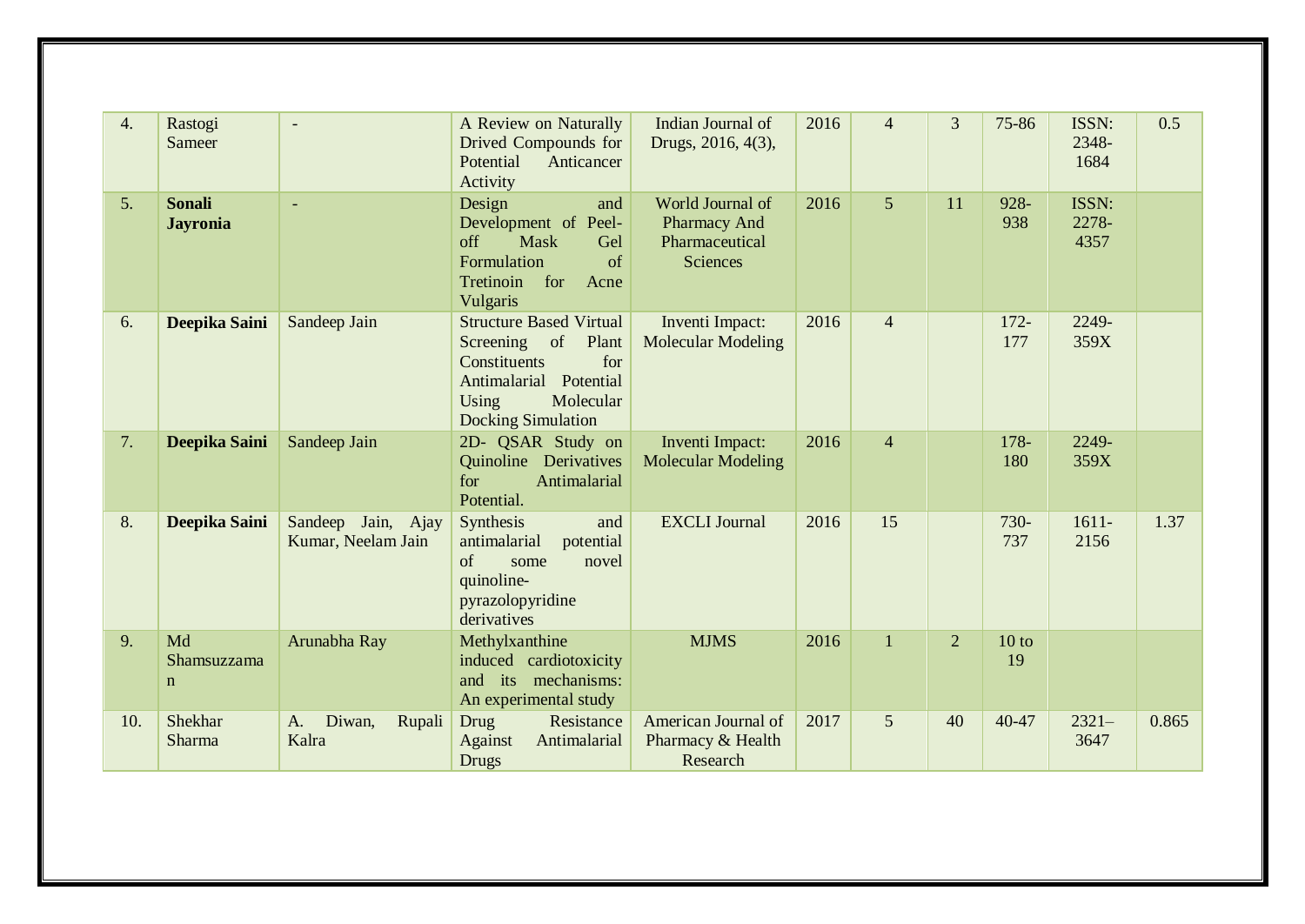| 4. | Rastogi Sameer | - | A Review on Naturally Drived Compounds for Potential Anticancer Activity | Indian Journal of Drugs, 2016, 4(3), | 2016 | 4 | 3 | 75-86 | ISSN: 2348-1684 | 0.5 |
|---|---|---|---|---|---|---|---|---|---|---|
| 5. | **Sonali Jayronia** | - | Design and Development of Peel-off Mask Gel Formulation of Tretinoin for Acne Vulgaris | World Journal of Pharmacy And Pharmaceutical Sciences | 2016 | 5 | 11 | 928-938 | ISSN: 2278-4357 | |
| 6. | **Deepika Saini** | Sandeep Jain | Structure Based Virtual Screening of Plant Constituents for Antimalarial Potential Using Molecular Docking Simulation | Inventi Impact: Molecular Modeling | 2016 | 4 | | 172-177 | 2249-359X | |
| 7. | **Deepika Saini** | Sandeep Jain | 2D- QSAR Study on Quinoline Derivatives for Antimalarial Potential. | Inventi Impact: Molecular Modeling | 2016 | 4 | | 178-180 | 2249-359X | |
| 8. | **Deepika Saini** | Sandeep Jain, Ajay Kumar, Neelam Jain | Synthesis and antimalarial potential of some novel quinoline-pyrazolopyridine derivatives | EXCLI Journal | 2016 | 15 | | 730-737 | 1611-2156 | 1.37 |
| 9. | Md Shamsuzzaman | Arunabha Ray | Methylxanthine induced cardiotoxicity and its mechanisms: An experimental study | MJMS | 2016 | 1 | 2 | 10 to 19 | | |
| 10. | Shekhar Sharma | A. Diwan, Rupali Kalra | Drug Resistance Against Antimalarial Drugs | American Journal of Pharmacy & Health Research | 2017 | 5 | 40 | 40-47 | 2321–3647 | 0.865 |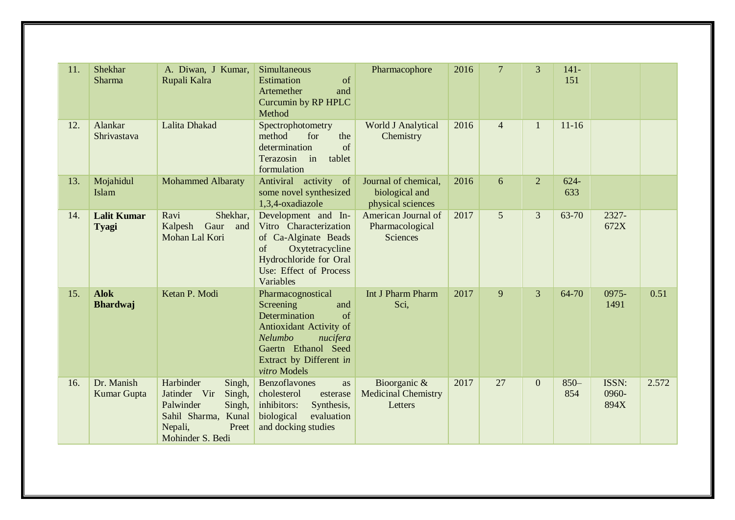| | | | | | | | | | | |
|---|---|---|---|---|---|---|---|---|---|---|
| 11. | Shekhar Sharma | A. Diwan, J Kumar, Rupali Kalra | Simultaneous Estimation of Artemether and Curcumin by RP HPLC Method | Pharmacophore | 2016 | 7 | 3 | 141-151 | | |
| 12. | Alankar Shrivastava | Lalita Dhakad | Spectrophotometry method for the determination of Terazosin in tablet formulation | World J Analytical Chemistry | 2016 | 4 | 1 | 11-16 | | |
| 13. | Mojahidul Islam | Mohammed Albaraty | Antiviral activity of some novel synthesized 1,3,4-oxadiazole | Journal of chemical, biological and physical sciences | 2016 | 6 | 2 | 624-633 | | |
| 14. | **Lalit Kumar Tyagi** | Ravi Shekhar, Kalpesh Gaur and Mohan Lal Kori | Development and In-Vitro Characterization of Ca-Alginate Beads of Oxytetracycline Hydrochloride for Oral Use: Effect of Process Variables | American Journal of Pharmacological Sciences | 2017 | 5 | 3 | 63-70 | 2327-672X | |
| 15. | **Alok Bhardwaj** | Ketan P. Modi | Pharmacognostical Screening and Determination of Antioxidant Activity of *Nelumbo nucifera* Gaertn Ethanol Seed Extract by Different i*n vitro* Models | Int J Pharm Pharm Sci, | 2017 | 9 | 3 | 64-70 | 0975-1491 | 0.51 |
| 16. | Dr. Manish Kumar Gupta | Harbinder Singh, Jatinder Vir Singh, Palwinder Singh, Sahil Sharma, Kunal Nepali, Preet Mohinder S. Bedi | Benzoflavones as cholesterol esterase inhibitors: Synthesis, biological evaluation and docking studies | Bioorganic & Medicinal Chemistry Letters | 2017 | 27 | 0 | 850–854 | ISSN: 0960-894X | 2.572 |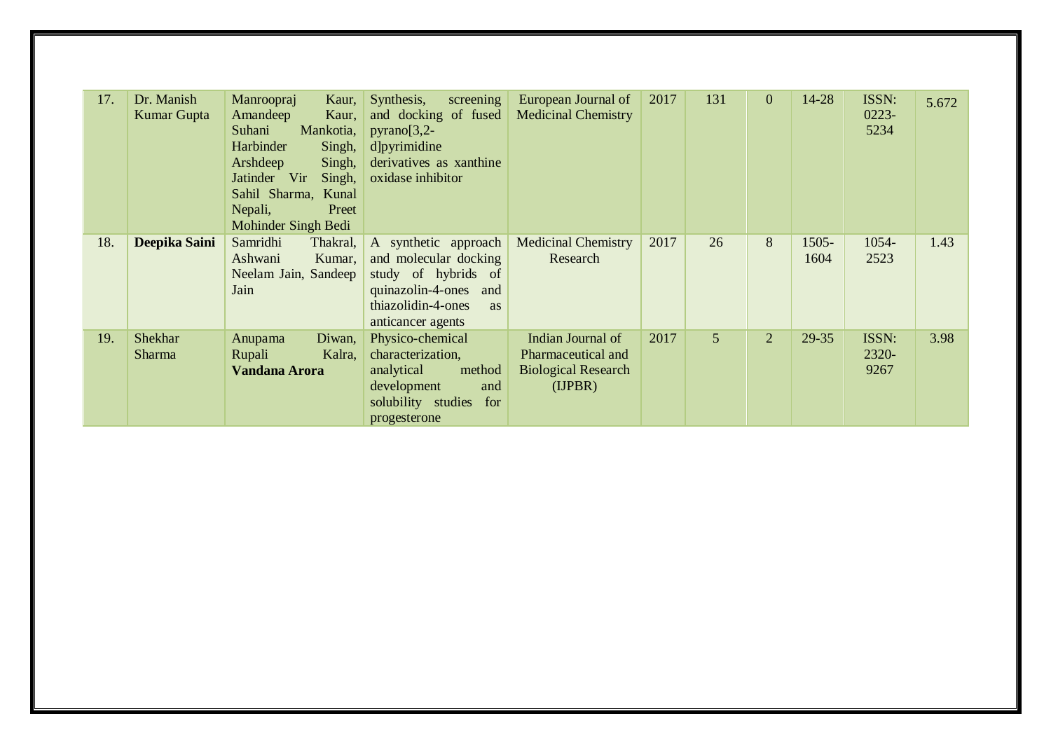| | | | | | | | | | | |
|---|---|---|---|---|---|---|---|---|---|---|
| 17. | Dr. Manish Kumar Gupta | Manroopraj Kaur, Amandeep Kaur, Suhani Mankotia, Harbinder Singh, Arshdeep Singh, Jatinder Vir Singh, Sahil Sharma, Kunal Nepali, Preet Mohinder Singh Bedi | Synthesis, screening and docking of fused pyrano[3,2-d]pyrimidine derivatives as xanthine oxidase inhibitor | European Journal of Medicinal Chemistry | 2017 | 131 | 0 | 14-28 | ISSN: 0223-5234 | 5.672 |
| 18. | **Deepika Saini** | Samridhi Thakral, Ashwani Kumar, Neelam Jain, Sandeep Jain | A synthetic approach and molecular docking study of hybrids of quinazolin-4-ones and thiazolidin-4-ones as anticancer agents | Medicinal Chemistry Research | 2017 | 26 | 8 | 1505-1604 | 1054-2523 | 1.43 |
| 19. | Shekhar Sharma | Anupama Diwan, Rupali Kalra, **Vandana Arora** | Physico-chemical characterization, analytical method development and solubility studies for progesterone | Indian Journal of Pharmaceutical and Biological Research (IJPBR) | 2017 | 5 | 2 | 29-35 | ISSN: 2320-9267 | 3.98 |